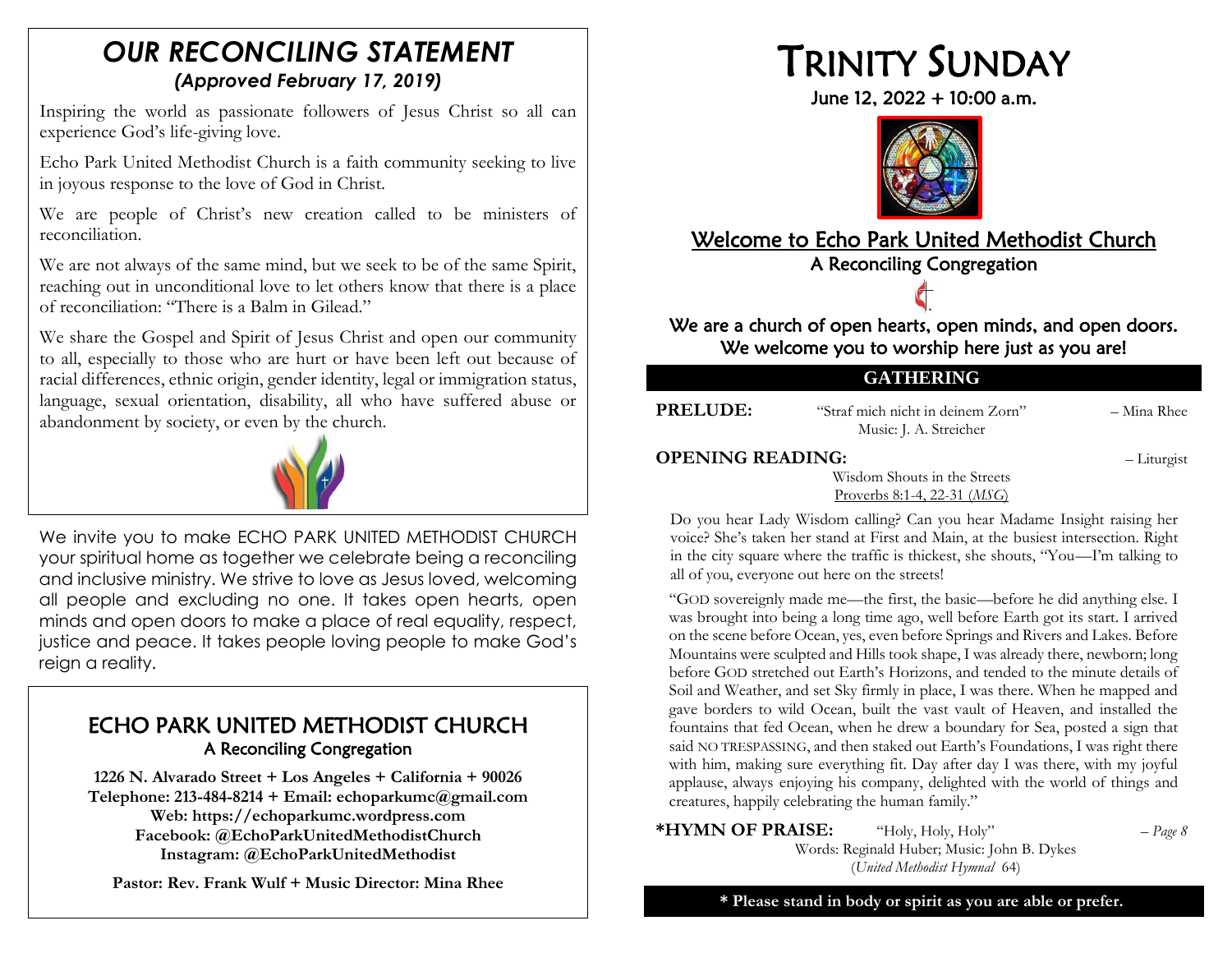# *OUR RECONCILING STATEMENT*

***(Approved February 17, 2019)***

Inspiring the world as passionate followers of Jesus Christ so all can experience God's life-giving love.

Echo Park United Methodist Church is a faith community seeking to live in joyous response to the love of God in Christ.

We are people of Christ's new creation called to be ministers of reconciliation.

We are not always of the same mind, but we seek to be of the same Spirit, reaching out in unconditional love to let others know that there is a place of reconciliation: "There is a Balm in Gilead."

We share the Gospel and Spirit of Jesus Christ and open our community to all, especially to those who are hurt or have been left out because of racial differences, ethnic origin, gender identity, legal or immigration status, language, sexual orientation, disability, all who have suffered abuse or abandonment by society, or even by the church.

We invite you to make ECHO PARK UNITED METHODIST CHURCH your spiritual home as together we celebrate being a reconciling and inclusive ministry. We strive to love as Jesus loved, welcoming all people and excluding no one. It takes open hearts, open minds and open doors to make a place of real equality, respect, justice and peace. It takes people loving people to make God's reign a reality.

## ECHO PARK UNITED METHODIST CHURCH

A Reconciling Congregation

**1226 N. Alvarado Street + Los Angeles + California + 90026**
**Telephone: 213-484-8214 + Email: echoparkumc@gmail.com**
**Web: https://echoparkumc.wordpress.com**
**Facebook: @EchoParkUnitedMethodistChurch**
**Instagram: @EchoParkUnitedMethodist**

**Pastor: Rev. Frank Wulf + Music Director: Mina Rhee**

# TRINITY SUNDAY

June 12, 2022 + 10:00 a.m.

## Welcome to Echo Park United Methodist Church

A Reconciling Congregation

We are a church of open hearts, open minds, and open doors.
We welcome you to worship here just as you are!

## GATHERING

**PRELUDE:** "Straf mich nicht in deinem Zorn" – Mina Rhee
Music: J. A. Streicher

**OPENING READING:** – Liturgist
Wisdom Shouts in the Streets
Proverbs 8:1-4, 22-31 (*MSG*)

Do you hear Lady Wisdom calling? Can you hear Madame Insight raising her voice? She's taken her stand at First and Main, at the busiest intersection. Right in the city square where the traffic is thickest, she shouts, "You—I'm talking to all of you, everyone out here on the streets!

"GOD sovereignly made me—the first, the basic—before he did anything else. I was brought into being a long time ago, well before Earth got its start. I arrived on the scene before Ocean, yes, even before Springs and Rivers and Lakes. Before Mountains were sculpted and Hills took shape, I was already there, newborn; long before GOD stretched out Earth's Horizons, and tended to the minute details of Soil and Weather, and set Sky firmly in place, I was there. When he mapped and gave borders to wild Ocean, built the vast vault of Heaven, and installed the fountains that fed Ocean, when he drew a boundary for Sea, posted a sign that said NO TRESPASSING, and then staked out Earth's Foundations, I was right there with him, making sure everything fit. Day after day I was there, with my joyful applause, always enjoying his company, delighted with the world of things and creatures, happily celebrating the human family."

**\*HYMN OF PRAISE:** "Holy, Holy, Holy" – *Page 8*
Words: Reginald Huber; Music: John B. Dykes
(*United Methodist Hymnal* 64)

**\* Please stand in body or spirit as you are able or prefer.**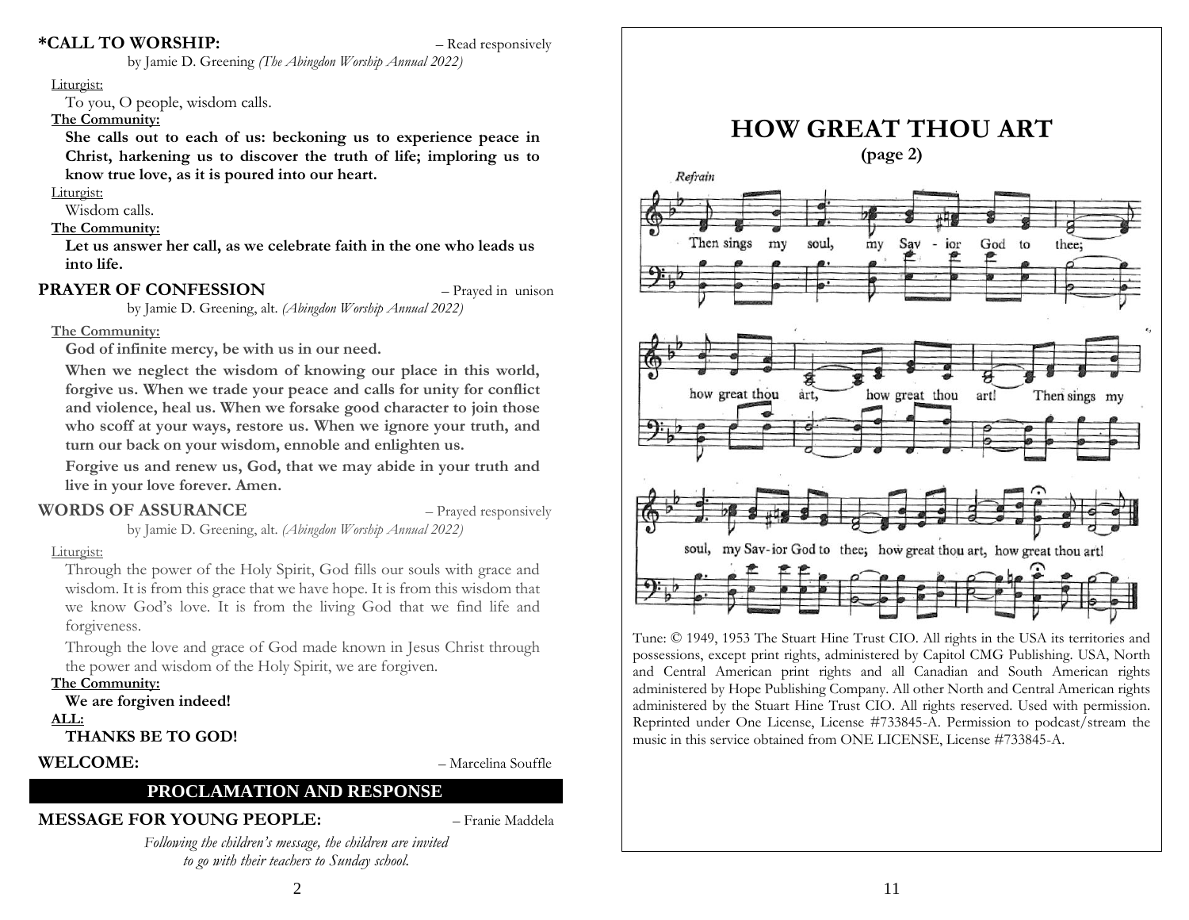**\*CALL TO WORSHIP:** – Read responsively

by Jamie D. Greening *(The Abingdon Worship Annual 2022)*

Liturgist:

To you, O people, wisdom calls.

**The Community:**

**She calls out to each of us: beckoning us to experience peace in Christ, harkening us to discover the truth of life; imploring us to know true love, as it is poured into our heart.**

Liturgist:

Wisdom calls.

**The Community:**

**Let us answer her call, as we celebrate faith in the one who leads us into life.**

**PRAYER OF CONFESSION** – Prayed in unison

by Jamie D. Greening, alt. *(Abingdon Worship Annual 2022)*

**The Community:**

**God of infinite mercy, be with us in our need.**

**When we neglect the wisdom of knowing our place in this world, forgive us. When we trade your peace and calls for unity for conflict and violence, heal us. When we forsake good character to join those who scoff at your ways, restore us. When we ignore your truth, and turn our back on your wisdom, ennoble and enlighten us.**

**Forgive us and renew us, God, that we may abide in your truth and live in your love forever. Amen.**

**WORDS OF ASSURANCE** – Prayed responsively

by Jamie D. Greening, alt. *(Abingdon Worship Annual 2022)*

Liturgist:

Through the power of the Holy Spirit, God fills our souls with grace and wisdom. It is from this grace that we have hope. It is from this wisdom that we know God's love. It is from the living God that we find life and forgiveness.

Through the love and grace of God made known in Jesus Christ through the power and wisdom of the Holy Spirit, we are forgiven.

**The Community:**

**We are forgiven indeed!**

**ALL:**

**THANKS BE TO GOD!**

**WELCOME:** – Marcelina Souffle

## PROCLAMATION AND RESPONSE

**MESSAGE FOR YOUNG PEOPLE:** – Franie Maddela

*Following the children's message, the children are invited to go with their teachers to Sunday school.*

# HOW GREAT THOU ART

**(page 2)**

Tune: © 1949, 1953 The Stuart Hine Trust CIO. All rights in the USA its territories and possessions, except print rights, administered by Capitol CMG Publishing. USA, North and Central American print rights and all Canadian and South American rights administered by Hope Publishing Company. All other North and Central American rights administered by the Stuart Hine Trust CIO. All rights reserved. Used with permission. Reprinted under One License, License #733845-A. Permission to podcast/stream the music in this service obtained from ONE LICENSE, License #733845-A.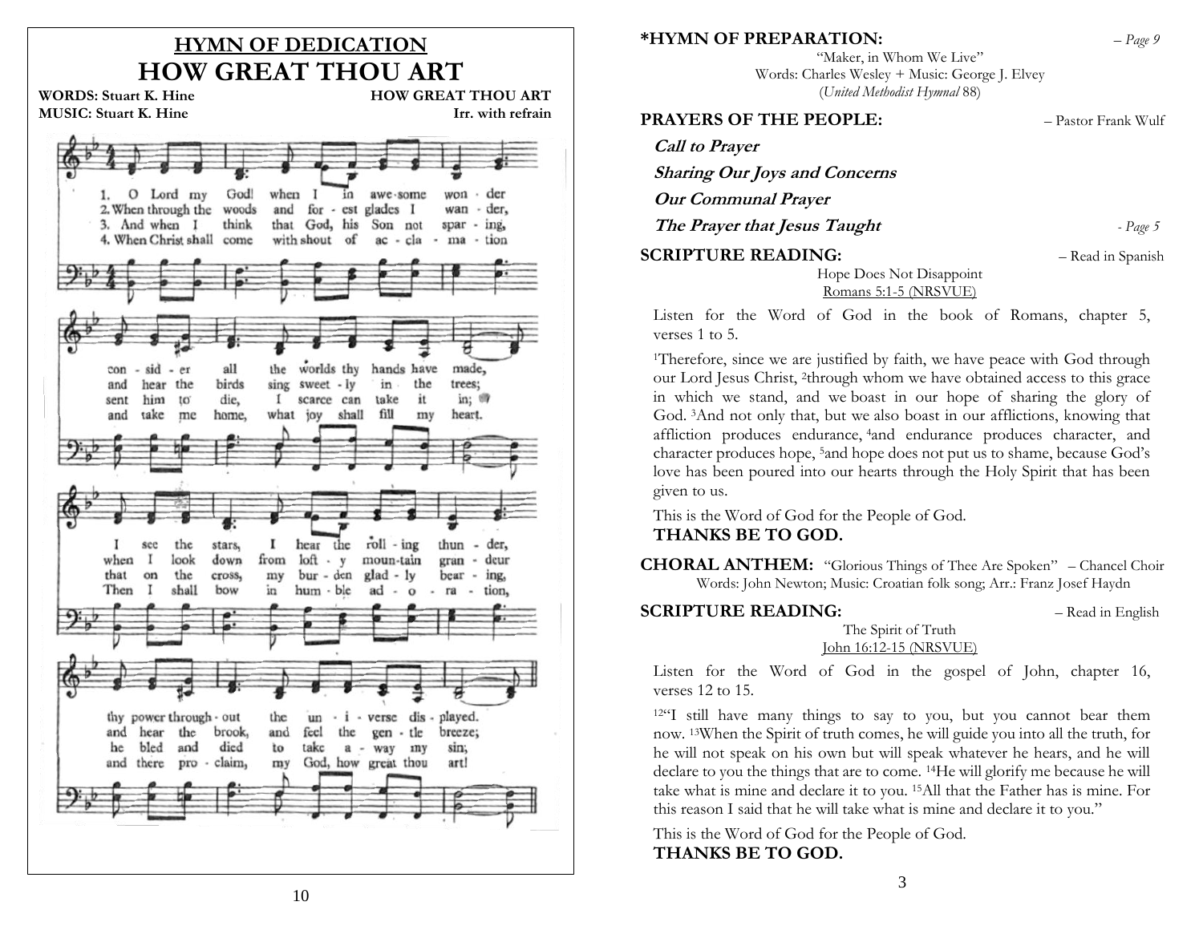## HYMN OF DEDICATION

# HOW GREAT THOU ART

**WORDS: Stuart K. Hine** **HOW GREAT THOU ART**
**MUSIC: Stuart K. Hine** **Irr. with refrain**

1. O Lord my God! when I in awe-some won-der con-sid-er all the worlds thy hands have made, I see the stars, I hear the roll-ing thun-der, thy power through-out the un-i-verse dis-played.
2. When through the woods and for-est glades I wan-der, and hear the birds sing sweet-ly in the trees; when I look down from loft-y moun-tain gran-deur and hear the brook, and feel the gen-tle breeze;
3. And when I think that God, his Son not spar-ing, sent him to die, I scarce can take it in; that on the cross, my bur-den glad-ly bear-ing, he bled and died to take a-way my sin;
4. When Christ shall come with shout of ac-cla-ma-tion and take me home, what joy shall fill my heart. Then I shall bow in hum-ble ad-o-ra-tion, and there pro-claim, my God, how great thou art!

## *HYMN OF PREPARATION: – *Page 9*

"Maker, in Whom We Live"
Words: Charles Wesley + Music: George J. Elvey
(*United Methodist Hymnal* 88)

## PRAYERS OF THE PEOPLE: – Pastor Frank Wulf

***Call to Prayer***

***Sharing Our Joys and Concerns***

***Our Communal Prayer***

***The Prayer that Jesus Taught*** *- Page 5*

## SCRIPTURE READING: – Read in Spanish

Hope Does Not Disappoint
Romans 5:1-5 (NRSVUE)

Listen for the Word of God in the book of Romans, chapter 5, verses 1 to 5.

[1]Therefore, since we are justified by faith, we have peace with God through our Lord Jesus Christ, [2]through whom we have obtained access to this grace in which we stand, and we boast in our hope of sharing the glory of God. [3]And not only that, but we also boast in our afflictions, knowing that affliction produces endurance, [4]and endurance produces character, and character produces hope, [5]and hope does not put us to shame, because God's love has been poured into our hearts through the Holy Spirit that has been given to us.

This is the Word of God for the People of God.
**THANKS BE TO GOD.**

## CHORAL ANTHEM: "Glorious Things of Thee Are Spoken" – Chancel Choir

Words: John Newton; Music: Croatian folk song; Arr.: Franz Josef Haydn

## SCRIPTURE READING: – Read in English

The Spirit of Truth
John 16:12-15 (NRSVUE)

Listen for the Word of God in the gospel of John, chapter 16, verses 12 to 15.

[12]"I still have many things to say to you, but you cannot bear them now. [13]When the Spirit of truth comes, he will guide you into all the truth, for he will not speak on his own but will speak whatever he hears, and he will declare to you the things that are to come. [14]He will glorify me because he will take what is mine and declare it to you. [15]All that the Father has is mine. For this reason I said that he will take what is mine and declare it to you."

This is the Word of God for the People of God.
**THANKS BE TO GOD.**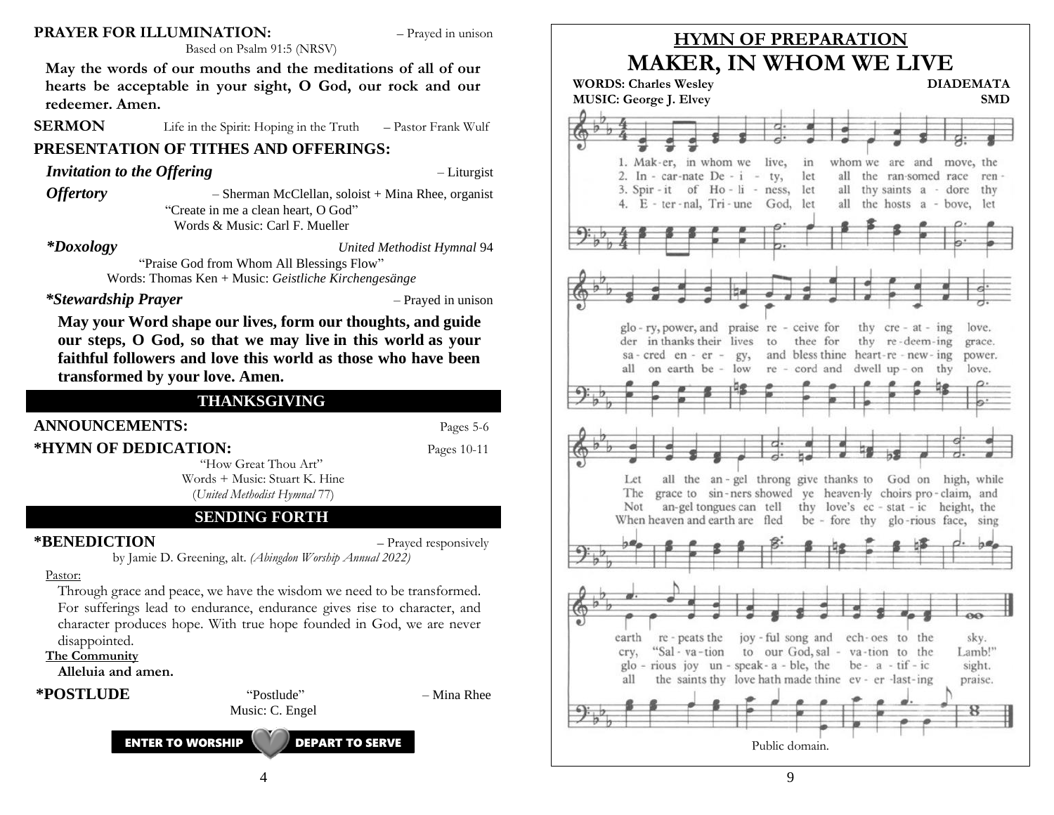**PRAYER FOR ILLUMINATION:** – Prayed in unison

Based on Psalm 91:5 (NRSV)

**May the words of our mouths and the meditations of all of our hearts be acceptable in your sight, O God, our rock and our redeemer. Amen.**

**SERMON** Life in the Spirit: Hoping in the Truth – Pastor Frank Wulf

**PRESENTATION OF TITHES AND OFFERINGS:**

***Invitation to the Offering*** – Liturgist

***Offertory*** – Sherman McClellan, soloist + Mina Rhee, organist

"Create in me a clean heart, O God"
Words & Music: Carl F. Mueller

***\*Doxology*** *United Methodist Hymnal* 94

"Praise God from Whom All Blessings Flow"
Words: Thomas Ken + Music: *Geistliche Kirchengesänge*

***\*Stewardship Prayer*** – Prayed in unison

**May your Word shape our lives, form our thoughts, and guide our steps, O God, so that we may live in this world as your faithful followers and love this world as those who have been transformed by your love. Amen.**

## THANKSGIVING

**ANNOUNCEMENTS:** Pages 5-6

**\*HYMN OF DEDICATION:** Pages 10-11

"How Great Thou Art"
Words + Music: Stuart K. Hine
(*United Methodist Hymnal* 77)

## SENDING FORTH

**\*BENEDICTION** – Prayed responsively

by Jamie D. Greening, alt. *(Abingdon Worship Annual 2022)*

Pastor:

Through grace and peace, we have the wisdom we need to be transformed. For sufferings lead to endurance, endurance gives rise to character, and character produces hope. With true hope founded in God, we are never disappointed.

**The Community**

**Alleluia and amen.**

**\*POSTLUDE** "Postlude" – Mina Rhee

Music: C. Engel

ENTER TO WORSHIP · DEPART TO SERVE

## HYMN OF PREPARATION

# MAKER, IN WHOM WE LIVE

**WORDS: Charles Wesley** **DIADEMATA**
**MUSIC: George J. Elvey** **SMD**

1. Maker, in whom we live, in whom we are and move, the glory, power, and praise receive for thy creating love. Let all the angel throng give thanks to God on high, while earth repeats the joyful song and echoes to the sky.

2. Incarnate Deity, let all the ransomed race render in thanks their lives to thee for thy redeeming grace. The grace to sinners showed ye heavenly choirs proclaim, and cry, "Salvation to our God, salvation to the Lamb!"

3. Spirit of Holiness, let all thy saints adore thy sacred energy, and bless thine heart-renewing power. Not angel tongues can tell thy love's ecstatic height, the glorious joy unspeakable, the beatific sight.

4. Eternal, Triune God, let all the hosts above, let all on earth below record and dwell upon thy love. When heaven and earth are fled before thy glorious face, sing all the saints thy love hath made thine everlasting praise.

Public domain.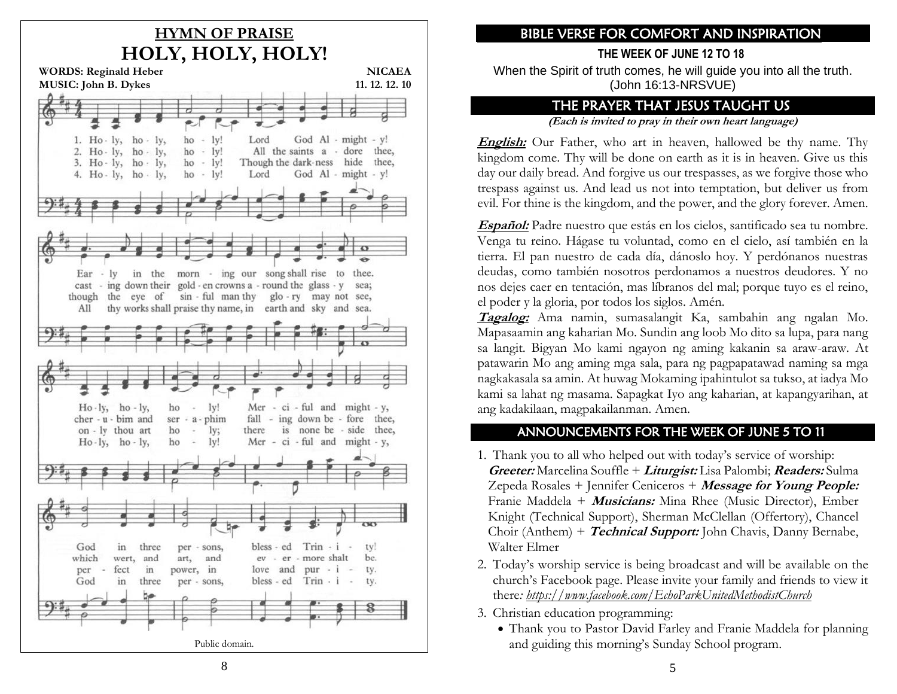## HYMN OF PRAISE

# HOLY, HOLY, HOLY!

**WORDS: Reginald Heber** — **NICAEA**
**MUSIC: John B. Dykes** — **11. 12. 12. 10**

1. Holy, holy, holy! Lord God Almighty! Early in the morning our song shall rise to thee. Holy, holy, holy! Merciful and mighty, God in three persons, blessed Trinity!
2. Holy, holy, holy! All the saints adore thee, casting down their golden crowns around the glassy sea; cherubim and seraphim falling down before thee, which wert, and art, and evermore shalt be.
3. Holy, holy, holy! Though the darkness hide thee, though the eye of sinful man thy glory may not see, only thou art holy; there is none beside thee, perfect in power, in love and purity.
4. Holy, holy, holy! Lord God Almighty! All thy works shall praise thy name, in earth and sky and sea. Holy, holy, holy! Merciful and mighty, God in three persons, blessed Trinity.

Public domain.

## BIBLE VERSE FOR COMFORT AND INSPIRATION

**THE WEEK OF JUNE 12 TO 18**

When the Spirit of truth comes, he will guide you into all the truth. (John 16:13-NRSVUE)

## THE PRAYER THAT JESUS TAUGHT US

***(Each is invited to pray in their own heart language)***

***English:*** Our Father, who art in heaven, hallowed be thy name. Thy kingdom come. Thy will be done on earth as it is in heaven. Give us this day our daily bread. And forgive us our trespasses, as we forgive those who trespass against us. And lead us not into temptation, but deliver us from evil. For thine is the kingdom, and the power, and the glory forever. Amen.

***Español:*** Padre nuestro que estás en los cielos, santificado sea tu nombre. Venga tu reino. Hágase tu voluntad, como en el cielo, así también en la tierra. El pan nuestro de cada día, dánoslo hoy. Y perdónanos nuestras deudas, como también nosotros perdonamos a nuestros deudores. Y no nos dejes caer en tentación, mas líbranos del mal; porque tuyo es el reino, el poder y la gloria, por todos los siglos. Amén.

***Tagalog:*** Ama namin, sumasalangit Ka, sambahin ang ngalan Mo. Mapasaamin ang kaharian Mo. Sundin ang loob Mo dito sa lupa, para nang sa langit. Bigyan Mo kami ngayon ng aming kakanin sa araw-araw. At patawarin Mo ang aming mga sala, para ng pagpapatawad naming sa mga nagkakasala sa amin. At huwag Mokaming ipahintulot sa tukso, at iadya Mo kami sa lahat ng masama. Sapagkat Iyo ang kaharian, at kapangyarihan, at ang kadakilaan, magpakailanman. Amen.

## ANNOUNCEMENTS FOR THE WEEK OF JUNE 5 TO 11

1. Thank you to all who helped out with today's service of worship: ***Greeter:*** Marcelina Souffle + ***Liturgist:*** Lisa Palombi; ***Readers:*** Sulma Zepeda Rosales + Jennifer Ceniceros + ***Message for Young People:*** Franie Maddela + ***Musicians:*** Mina Rhee (Music Director), Ember Knight (Technical Support), Sherman McClellan (Offertory), Chancel Choir (Anthem) + ***Technical Support:*** John Chavis, Danny Bernabe, Walter Elmer
2. Today's worship service is being broadcast and will be available on the church's Facebook page. Please invite your family and friends to view it there*: https://www.facebook.com/EchoParkUnitedMethodistChurch*
3. Christian education programming:
   - Thank you to Pastor David Farley and Franie Maddela for planning and guiding this morning's Sunday School program.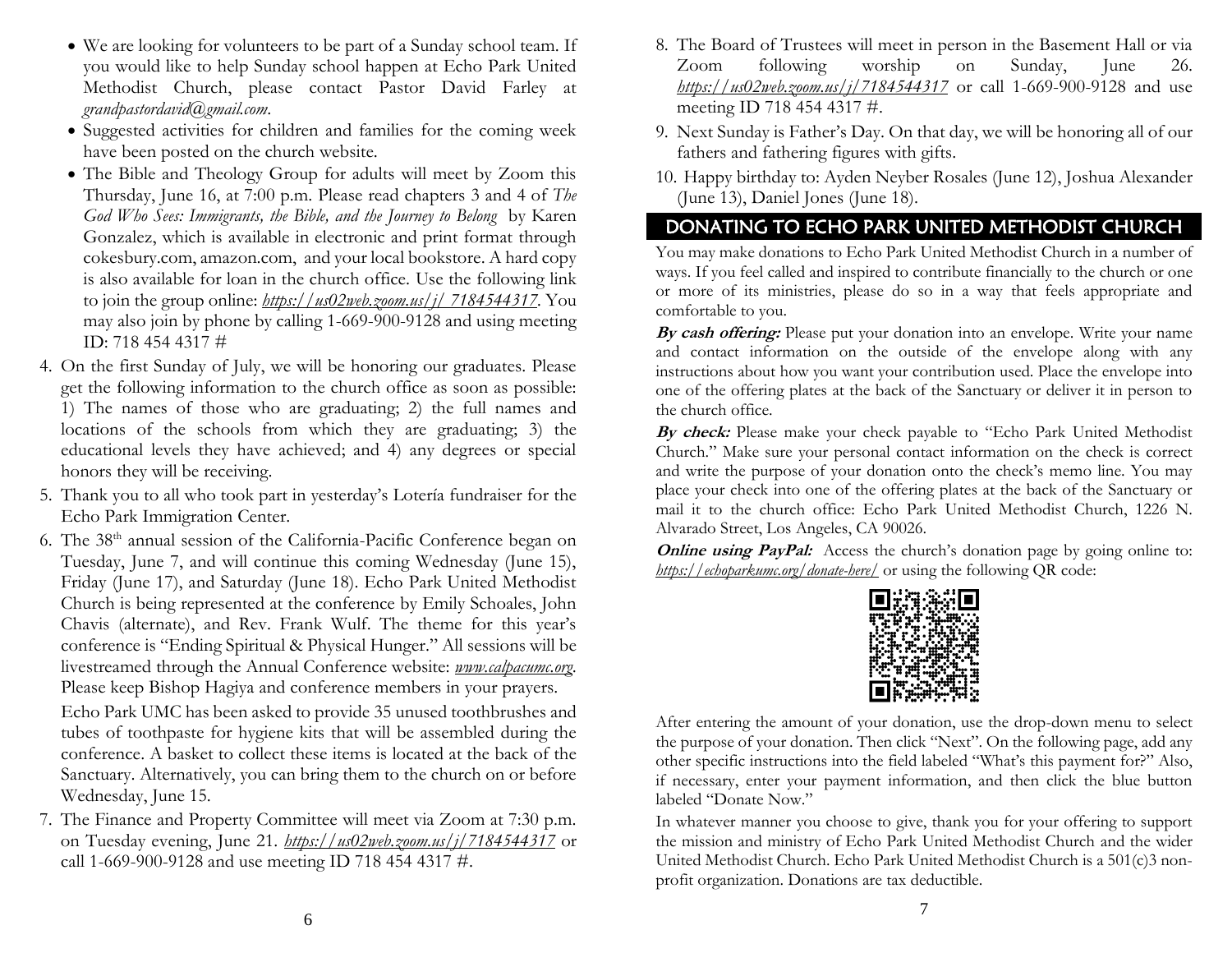- We are looking for volunteers to be part of a Sunday school team. If you would like to help Sunday school happen at Echo Park United Methodist Church, please contact Pastor David Farley at *grandpastordavid@gmail.com*.
- Suggested activities for children and families for the coming week have been posted on the church website.
- The Bible and Theology Group for adults will meet by Zoom this Thursday, June 16, at 7:00 p.m. Please read chapters 3 and 4 of *The God Who Sees: Immigrants, the Bible, and the Journey to Belong* by Karen Gonzalez, which is available in electronic and print format through cokesbury.com, amazon.com, and your local bookstore. A hard copy is also available for loan in the church office. Use the following link to join the group online: *https://us02web.zoom.us/j/ 7184544317*. You may also join by phone by calling 1-669-900-9128 and using meeting ID: 718 454 4317 #

4. On the first Sunday of July, we will be honoring our graduates. Please get the following information to the church office as soon as possible: 1) The names of those who are graduating; 2) the full names and locations of the schools from which they are graduating; 3) the educational levels they have achieved; and 4) any degrees or special honors they will be receiving.
5. Thank you to all who took part in yesterday's Lotería fundraiser for the Echo Park Immigration Center.
6. The 38th annual session of the California-Pacific Conference began on Tuesday, June 7, and will continue this coming Wednesday (June 15), Friday (June 17), and Saturday (June 18). Echo Park United Methodist Church is being represented at the conference by Emily Schoales, John Chavis (alternate), and Rev. Frank Wulf. The theme for this year's conference is "Ending Spiritual & Physical Hunger." All sessions will be livestreamed through the Annual Conference website: *www.calpacumc.org*. Please keep Bishop Hagiya and conference members in your prayers.

   Echo Park UMC has been asked to provide 35 unused toothbrushes and tubes of toothpaste for hygiene kits that will be assembled during the conference. A basket to collect these items is located at the back of the Sanctuary. Alternatively, you can bring them to the church on or before Wednesday, June 15.
7. The Finance and Property Committee will meet via Zoom at 7:30 p.m. on Tuesday evening, June 21. *https://us02web.zoom.us/j/7184544317* or call 1-669-900-9128 and use meeting ID 718 454 4317 #.
8. The Board of Trustees will meet in person in the Basement Hall or via Zoom following worship on Sunday, June 26. *https://us02web.zoom.us/j/7184544317* or call 1-669-900-9128 and use meeting ID 718 454 4317 #.
9. Next Sunday is Father's Day. On that day, we will be honoring all of our fathers and fathering figures with gifts.
10. Happy birthday to: Ayden Neyber Rosales (June 12), Joshua Alexander (June 13), Daniel Jones (June 18).

## DONATING TO ECHO PARK UNITED METHODIST CHURCH

You may make donations to Echo Park United Methodist Church in a number of ways. If you feel called and inspired to contribute financially to the church or one or more of its ministries, please do so in a way that feels appropriate and comfortable to you.

***By cash offering:*** Please put your donation into an envelope. Write your name and contact information on the outside of the envelope along with any instructions about how you want your contribution used. Place the envelope into one of the offering plates at the back of the Sanctuary or deliver it in person to the church office.

***By check:*** Please make your check payable to "Echo Park United Methodist Church." Make sure your personal contact information on the check is correct and write the purpose of your donation onto the check's memo line. You may place your check into one of the offering plates at the back of the Sanctuary or mail it to the church office: Echo Park United Methodist Church, 1226 N. Alvarado Street, Los Angeles, CA 90026.

***Online using PayPal:*** Access the church's donation page by going online to: *https://echoparkumc.org/donate-here/* or using the following QR code:

After entering the amount of your donation, use the drop-down menu to select the purpose of your donation. Then click "Next". On the following page, add any other specific instructions into the field labeled "What's this payment for?" Also, if necessary, enter your payment information, and then click the blue button labeled "Donate Now."

In whatever manner you choose to give, thank you for your offering to support the mission and ministry of Echo Park United Methodist Church and the wider United Methodist Church. Echo Park United Methodist Church is a 501(c)3 non-profit organization. Donations are tax deductible.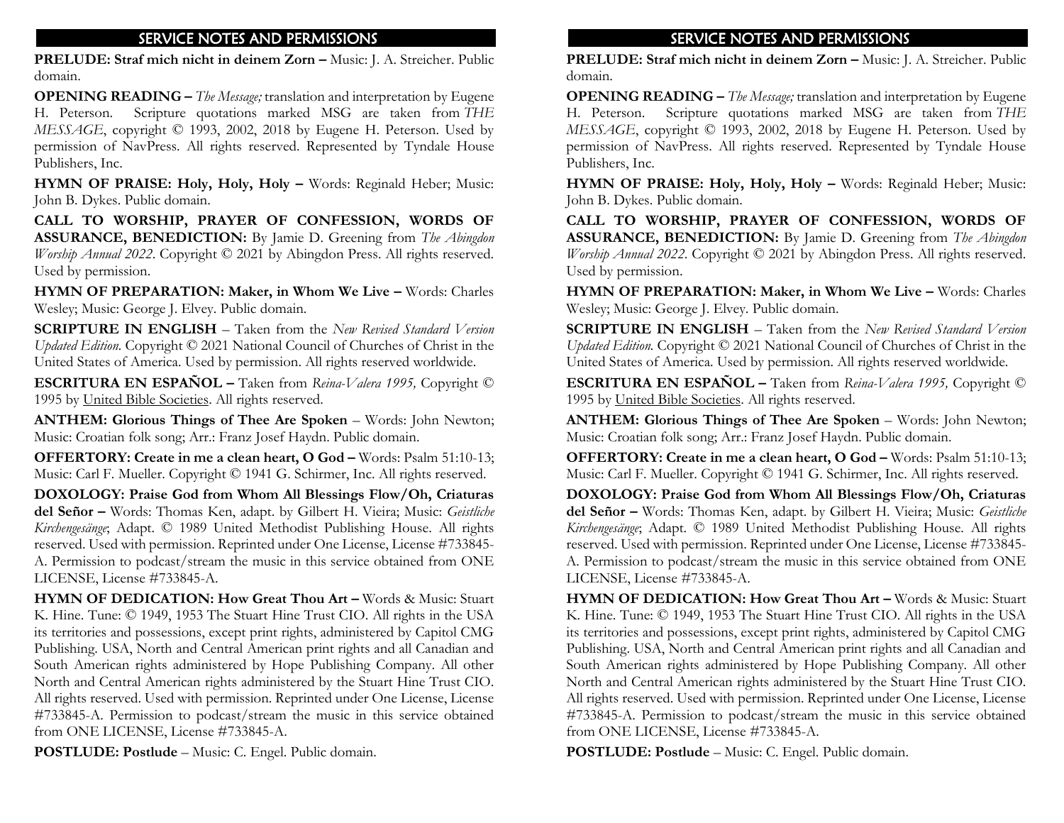## SERVICE NOTES AND PERMISSIONS

**PRELUDE: Straf mich nicht in deinem Zorn –** Music: J. A. Streicher. Public domain.

**OPENING READING –** *The Message;* translation and interpretation by Eugene H. Peterson. Scripture quotations marked MSG are taken from *THE MESSAGE*, copyright © 1993, 2002, 2018 by Eugene H. Peterson. Used by permission of NavPress. All rights reserved. Represented by Tyndale House Publishers, Inc.

**HYMN OF PRAISE: Holy, Holy, Holy –** Words: Reginald Heber; Music: John B. Dykes. Public domain.

**CALL TO WORSHIP, PRAYER OF CONFESSION, WORDS OF ASSURANCE, BENEDICTION:** By Jamie D. Greening from *The Abingdon Worship Annual 2022*. Copyright © 2021 by Abingdon Press. All rights reserved. Used by permission.

**HYMN OF PREPARATION: Maker, in Whom We Live –** Words: Charles Wesley; Music: George J. Elvey. Public domain.

**SCRIPTURE IN ENGLISH** – Taken from the *New Revised Standard Version Updated Edition.* Copyright © 2021 National Council of Churches of Christ in the United States of America. Used by permission. All rights reserved worldwide.

**ESCRITURA EN ESPAÑOL –** Taken from *Reina-Valera 1995,* Copyright © 1995 by United Bible Societies. All rights reserved.

**ANTHEM: Glorious Things of Thee Are Spoken** – Words: John Newton; Music: Croatian folk song; Arr.: Franz Josef Haydn. Public domain.

**OFFERTORY: Create in me a clean heart, O God –** Words: Psalm 51:10-13; Music: Carl F. Mueller. Copyright © 1941 G. Schirmer, Inc. All rights reserved.

**DOXOLOGY: Praise God from Whom All Blessings Flow/Oh, Criaturas del Señor –** Words: Thomas Ken, adapt. by Gilbert H. Vieira; Music: *Geistliche Kirchengesänge*; Adapt. © 1989 United Methodist Publishing House. All rights reserved. Used with permission. Reprinted under One License, License #733845-A. Permission to podcast/stream the music in this service obtained from ONE LICENSE, License #733845-A.

**HYMN OF DEDICATION: How Great Thou Art –** Words & Music: Stuart K. Hine. Tune: © 1949, 1953 The Stuart Hine Trust CIO. All rights in the USA its territories and possessions, except print rights, administered by Capitol CMG Publishing. USA, North and Central American print rights and all Canadian and South American rights administered by Hope Publishing Company. All other North and Central American rights administered by the Stuart Hine Trust CIO. All rights reserved. Used with permission. Reprinted under One License, License #733845-A. Permission to podcast/stream the music in this service obtained from ONE LICENSE, License #733845-A.

**POSTLUDE: Postlude** – Music: C. Engel. Public domain.

## SERVICE NOTES AND PERMISSIONS

**PRELUDE: Straf mich nicht in deinem Zorn –** Music: J. A. Streicher. Public domain.

**OPENING READING –** *The Message;* translation and interpretation by Eugene H. Peterson. Scripture quotations marked MSG are taken from *THE MESSAGE*, copyright © 1993, 2002, 2018 by Eugene H. Peterson. Used by permission of NavPress. All rights reserved. Represented by Tyndale House Publishers, Inc.

**HYMN OF PRAISE: Holy, Holy, Holy –** Words: Reginald Heber; Music: John B. Dykes. Public domain.

**CALL TO WORSHIP, PRAYER OF CONFESSION, WORDS OF ASSURANCE, BENEDICTION:** By Jamie D. Greening from *The Abingdon Worship Annual 2022*. Copyright © 2021 by Abingdon Press. All rights reserved. Used by permission.

**HYMN OF PREPARATION: Maker, in Whom We Live –** Words: Charles Wesley; Music: George J. Elvey. Public domain.

**SCRIPTURE IN ENGLISH** – Taken from the *New Revised Standard Version Updated Edition.* Copyright © 2021 National Council of Churches of Christ in the United States of America. Used by permission. All rights reserved worldwide.

**ESCRITURA EN ESPAÑOL –** Taken from *Reina-Valera 1995,* Copyright © 1995 by United Bible Societies. All rights reserved.

**ANTHEM: Glorious Things of Thee Are Spoken** – Words: John Newton; Music: Croatian folk song; Arr.: Franz Josef Haydn. Public domain.

**OFFERTORY: Create in me a clean heart, O God –** Words: Psalm 51:10-13; Music: Carl F. Mueller. Copyright © 1941 G. Schirmer, Inc. All rights reserved.

**DOXOLOGY: Praise God from Whom All Blessings Flow/Oh, Criaturas del Señor –** Words: Thomas Ken, adapt. by Gilbert H. Vieira; Music: *Geistliche Kirchengesänge*; Adapt. © 1989 United Methodist Publishing House. All rights reserved. Used with permission. Reprinted under One License, License #733845-A. Permission to podcast/stream the music in this service obtained from ONE LICENSE, License #733845-A.

**HYMN OF DEDICATION: How Great Thou Art –** Words & Music: Stuart K. Hine. Tune: © 1949, 1953 The Stuart Hine Trust CIO. All rights in the USA its territories and possessions, except print rights, administered by Capitol CMG Publishing. USA, North and Central American print rights and all Canadian and South American rights administered by Hope Publishing Company. All other North and Central American rights administered by the Stuart Hine Trust CIO. All rights reserved. Used with permission. Reprinted under One License, License #733845-A. Permission to podcast/stream the music in this service obtained from ONE LICENSE, License #733845-A.

**POSTLUDE: Postlude** – Music: C. Engel. Public domain.